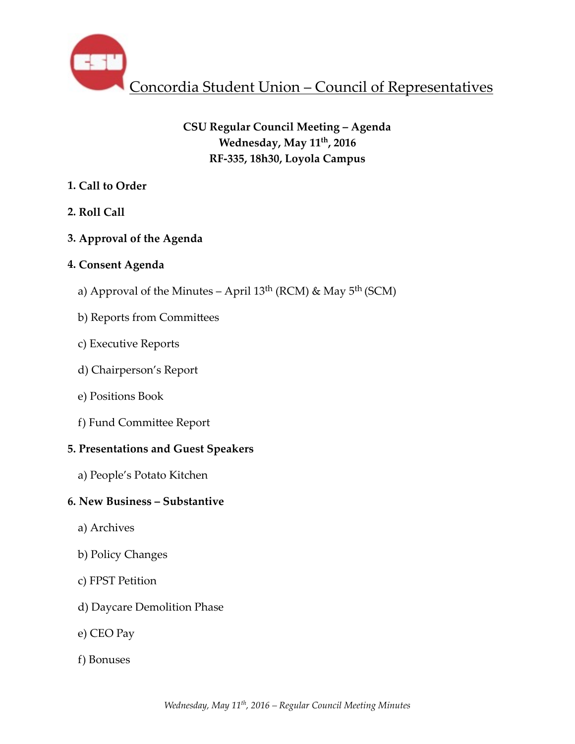# Concordia Student Union – Council of Representatives

**CSU Regular Council Meeting – Agenda**
**Wednesday, May 11th, 2016**
**RF-335, 18h30, Loyola Campus**

**1. Call to Order**

**2. Roll Call**

**3. Approval of the Agenda**

**4. Consent Agenda**

a) Approval of the Minutes – April 13th (RCM) & May 5th (SCM)

b) Reports from Committees

c) Executive Reports

d) Chairperson's Report

e) Positions Book

f) Fund Committee Report

**5. Presentations and Guest Speakers**

a) People's Potato Kitchen

**6. New Business – Substantive**

a) Archives

b) Policy Changes

c) FPST Petition

d) Daycare Demolition Phase

e) CEO Pay

f) Bonuses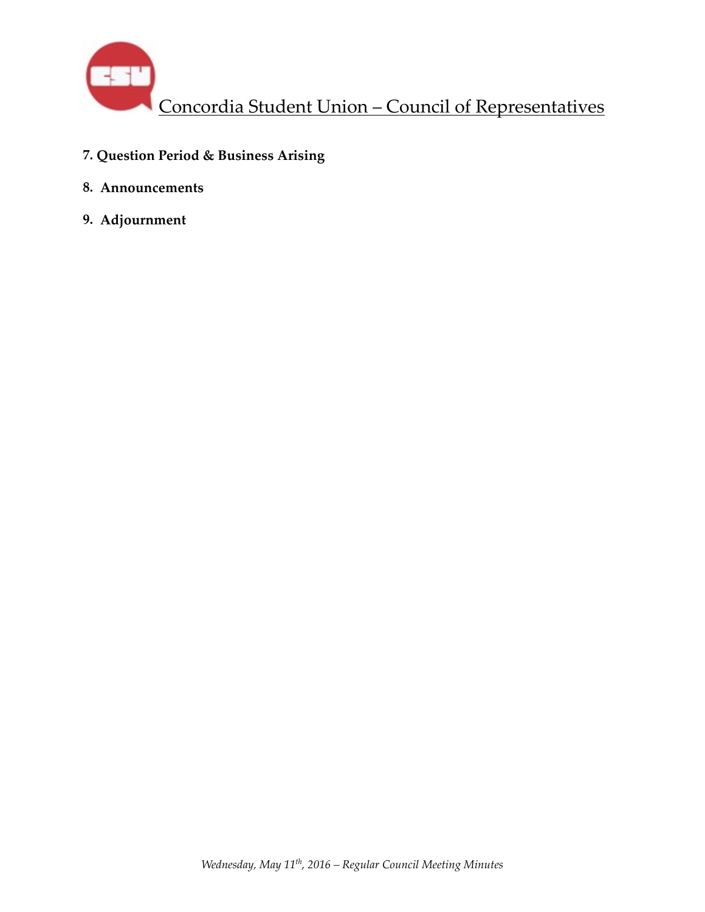**7. Question Period & Business Arising**

**8. Announcements**

**9. Adjournment**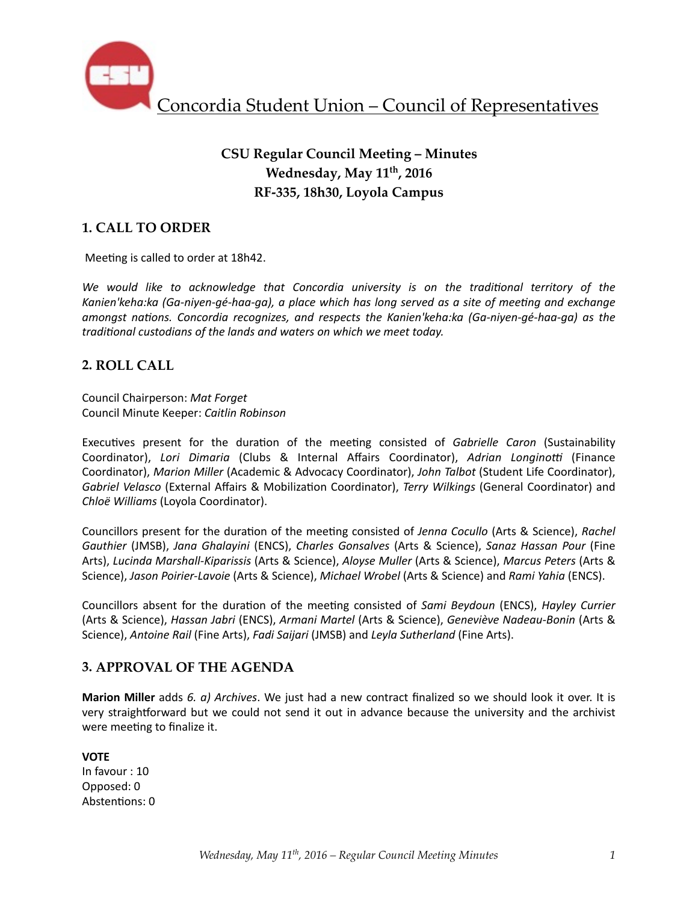# Concordia Student Union – Council of Representatives

**CSU Regular Council Meeting – Minutes**
**Wednesday, May 11th, 2016**
**RF-335, 18h30, Loyola Campus**

## 1. CALL TO ORDER

Meeting is called to order at 18h42.

*We would like to acknowledge that Concordia university is on the traditional territory of the Kanien'keha:ka (Ga-niyen-gé-haa-ga), a place which has long served as a site of meeting and exchange amongst nations. Concordia recognizes, and respects the Kanien'keha:ka (Ga-niyen-gé-haa-ga) as the traditional custodians of the lands and waters on which we meet today.*

## 2. ROLL CALL

Council Chairperson: *Mat Forget*
Council Minute Keeper: *Caitlin Robinson*

Executives present for the duration of the meeting consisted of *Gabrielle Caron* (Sustainability Coordinator), *Lori Dimaria* (Clubs & Internal Affairs Coordinator), *Adrian Longinotti* (Finance Coordinator), *Marion Miller* (Academic & Advocacy Coordinator), *John Talbot* (Student Life Coordinator), *Gabriel Velasco* (External Affairs & Mobilization Coordinator), *Terry Wilkings* (General Coordinator) and *Chloë Williams* (Loyola Coordinator).

Councillors present for the duration of the meeting consisted of *Jenna Cocullo* (Arts & Science), *Rachel Gauthier* (JMSB), *Jana Ghalayini* (ENCS), *Charles Gonsalves* (Arts & Science), *Sanaz Hassan Pour* (Fine Arts), *Lucinda Marshall-Kiparissis* (Arts & Science), *Aloyse Muller* (Arts & Science), *Marcus Peters* (Arts & Science), *Jason Poirier-Lavoie* (Arts & Science), *Michael Wrobel* (Arts & Science) and *Rami Yahia* (ENCS).

Councillors absent for the duration of the meeting consisted of *Sami Beydoun* (ENCS), *Hayley Currier* (Arts & Science), *Hassan Jabri* (ENCS), *Armani Martel* (Arts & Science), *Geneviève Nadeau-Bonin* (Arts & Science), *Antoine Rail* (Fine Arts), *Fadi Saijari* (JMSB) and *Leyla Sutherland* (Fine Arts).

## 3. APPROVAL OF THE AGENDA

**Marion Miller** adds *6. a) Archives*. We just had a new contract finalized so we should look it over. It is very straightforward but we could not send it out in advance because the university and the archivist were meeting to finalize it.

**VOTE**
In favour : 10
Opposed: 0
Abstentions: 0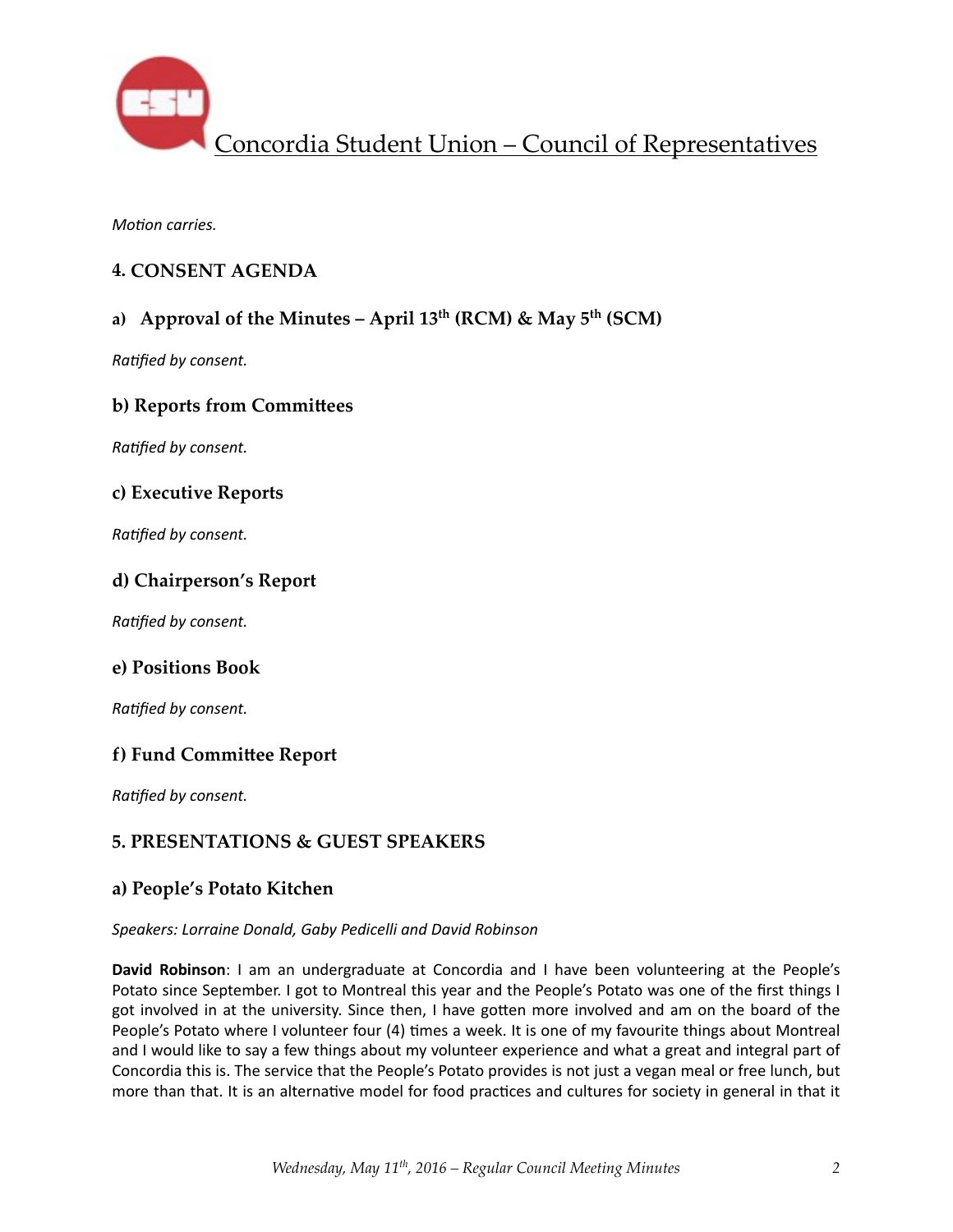*Motion carries.*

## 4. CONSENT AGENDA

### a) Approval of the Minutes – April 13th (RCM) & May 5th (SCM)

*Ratified by consent.*

### b) Reports from Committees

*Ratified by consent.*

### c) Executive Reports

*Ratified by consent.*

### d) Chairperson's Report

*Ratified by consent.*

### e) Positions Book

*Ratified by consent.*

### f) Fund Committee Report

*Ratified by consent.*

## 5. PRESENTATIONS & GUEST SPEAKERS

### a) People's Potato Kitchen

*Speakers: Lorraine Donald, Gaby Pedicelli and David Robinson*

**David Robinson**: I am an undergraduate at Concordia and I have been volunteering at the People's Potato since September. I got to Montreal this year and the People's Potato was one of the first things I got involved in at the university. Since then, I have gotten more involved and am on the board of the People's Potato where I volunteer four (4) times a week. It is one of my favourite things about Montreal and I would like to say a few things about my volunteer experience and what a great and integral part of Concordia this is. The service that the People's Potato provides is not just a vegan meal or free lunch, but more than that. It is an alternative model for food practices and cultures for society in general in that it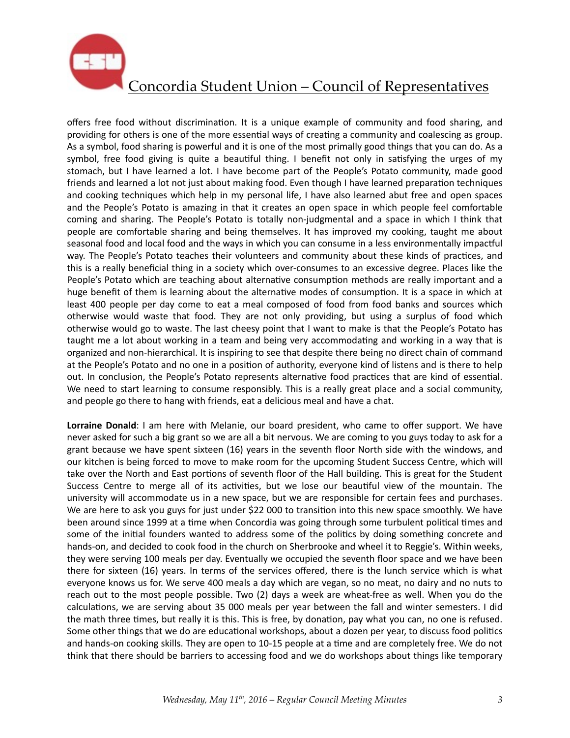offers free food without discrimination. It is a unique example of community and food sharing, and providing for others is one of the more essential ways of creating a community and coalescing as group. As a symbol, food sharing is powerful and it is one of the most primally good things that you can do. As a symbol, free food giving is quite a beautiful thing. I benefit not only in satisfying the urges of my stomach, but I have learned a lot. I have become part of the People's Potato community, made good friends and learned a lot not just about making food. Even though I have learned preparation techniques and cooking techniques which help in my personal life, I have also learned abut free and open spaces and the People's Potato is amazing in that it creates an open space in which people feel comfortable coming and sharing. The People's Potato is totally non-judgmental and a space in which I think that people are comfortable sharing and being themselves. It has improved my cooking, taught me about seasonal food and local food and the ways in which you can consume in a less environmentally impactful way. The People's Potato teaches their volunteers and community about these kinds of practices, and this is a really beneficial thing in a society which over-consumes to an excessive degree. Places like the People's Potato which are teaching about alternative consumption methods are really important and a huge benefit of them is learning about the alternative modes of consumption. It is a space in which at least 400 people per day come to eat a meal composed of food from food banks and sources which otherwise would waste that food. They are not only providing, but using a surplus of food which otherwise would go to waste. The last cheesy point that I want to make is that the People's Potato has taught me a lot about working in a team and being very accommodating and working in a way that is organized and non-hierarchical. It is inspiring to see that despite there being no direct chain of command at the People's Potato and no one in a position of authority, everyone kind of listens and is there to help out. In conclusion, the People's Potato represents alternative food practices that are kind of essential. We need to start learning to consume responsibly. This is a really great place and a social community, and people go there to hang with friends, eat a delicious meal and have a chat.

**Lorraine Donald**: I am here with Melanie, our board president, who came to offer support. We have never asked for such a big grant so we are all a bit nervous. We are coming to you guys today to ask for a grant because we have spent sixteen (16) years in the seventh floor North side with the windows, and our kitchen is being forced to move to make room for the upcoming Student Success Centre, which will take over the North and East portions of seventh floor of the Hall building. This is great for the Student Success Centre to merge all of its activities, but we lose our beautiful view of the mountain. The university will accommodate us in a new space, but we are responsible for certain fees and purchases. We are here to ask you guys for just under $22 000 to transition into this new space smoothly. We have been around since 1999 at a time when Concordia was going through some turbulent political times and some of the initial founders wanted to address some of the politics by doing something concrete and hands-on, and decided to cook food in the church on Sherbrooke and wheel it to Reggie's. Within weeks, they were serving 100 meals per day. Eventually we occupied the seventh floor space and we have been there for sixteen (16) years. In terms of the services offered, there is the lunch service which is what everyone knows us for. We serve 400 meals a day which are vegan, so no meat, no dairy and no nuts to reach out to the most people possible. Two (2) days a week are wheat-free as well. When you do the calculations, we are serving about 35 000 meals per year between the fall and winter semesters. I did the math three times, but really it is this. This is free, by donation, pay what you can, no one is refused. Some other things that we do are educational workshops, about a dozen per year, to discuss food politics and hands-on cooking skills. They are open to 10-15 people at a time and are completely free. We do not think that there should be barriers to accessing food and we do workshops about things like temporary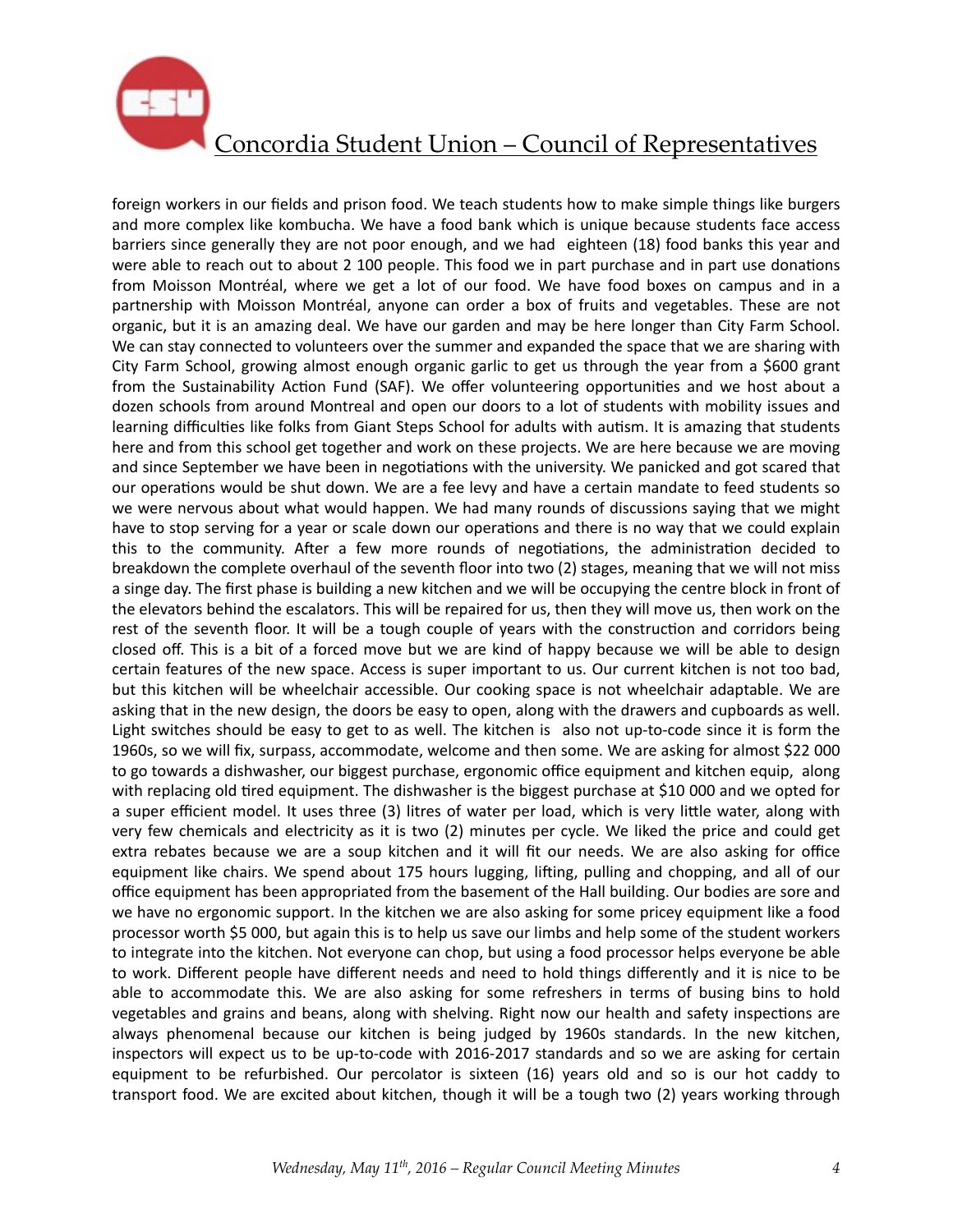foreign workers in our fields and prison food. We teach students how to make simple things like burgers and more complex like kombucha. We have a food bank which is unique because students face access barriers since generally they are not poor enough, and we had eighteen (18) food banks this year and were able to reach out to about 2 100 people. This food we in part purchase and in part use donations from Moisson Montréal, where we get a lot of our food. We have food boxes on campus and in a partnership with Moisson Montréal, anyone can order a box of fruits and vegetables. These are not organic, but it is an amazing deal. We have our garden and may be here longer than City Farm School. We can stay connected to volunteers over the summer and expanded the space that we are sharing with City Farm School, growing almost enough organic garlic to get us through the year from a $600 grant from the Sustainability Action Fund (SAF). We offer volunteering opportunities and we host about a dozen schools from around Montreal and open our doors to a lot of students with mobility issues and learning difficulties like folks from Giant Steps School for adults with autism. It is amazing that students here and from this school get together and work on these projects. We are here because we are moving and since September we have been in negotiations with the university. We panicked and got scared that our operations would be shut down. We are a fee levy and have a certain mandate to feed students so we were nervous about what would happen. We had many rounds of discussions saying that we might have to stop serving for a year or scale down our operations and there is no way that we could explain this to the community. After a few more rounds of negotiations, the administration decided to breakdown the complete overhaul of the seventh floor into two (2) stages, meaning that we will not miss a singe day. The first phase is building a new kitchen and we will be occupying the centre block in front of the elevators behind the escalators. This will be repaired for us, then they will move us, then work on the rest of the seventh floor. It will be a tough couple of years with the construction and corridors being closed off. This is a bit of a forced move but we are kind of happy because we will be able to design certain features of the new space. Access is super important to us. Our current kitchen is not too bad, but this kitchen will be wheelchair accessible. Our cooking space is not wheelchair adaptable. We are asking that in the new design, the doors be easy to open, along with the drawers and cupboards as well. Light switches should be easy to get to as well. The kitchen is also not up-to-code since it is form the 1960s, so we will fix, surpass, accommodate, welcome and then some. We are asking for almost $22 000 to go towards a dishwasher, our biggest purchase, ergonomic office equipment and kitchen equip, along with replacing old tired equipment. The dishwasher is the biggest purchase at $10 000 and we opted for a super efficient model. It uses three (3) litres of water per load, which is very little water, along with very few chemicals and electricity as it is two (2) minutes per cycle. We liked the price and could get extra rebates because we are a soup kitchen and it will fit our needs. We are also asking for office equipment like chairs. We spend about 175 hours lugging, lifting, pulling and chopping, and all of our office equipment has been appropriated from the basement of the Hall building. Our bodies are sore and we have no ergonomic support. In the kitchen we are also asking for some pricey equipment like a food processor worth $5 000, but again this is to help us save our limbs and help some of the student workers to integrate into the kitchen. Not everyone can chop, but using a food processor helps everyone be able to work. Different people have different needs and need to hold things differently and it is nice to be able to accommodate this. We are also asking for some refreshers in terms of busing bins to hold vegetables and grains and beans, along with shelving. Right now our health and safety inspections are always phenomenal because our kitchen is being judged by 1960s standards. In the new kitchen, inspectors will expect us to be up-to-code with 2016-2017 standards and so we are asking for certain equipment to be refurbished. Our percolator is sixteen (16) years old and so is our hot caddy to transport food. We are excited about kitchen, though it will be a tough two (2) years working through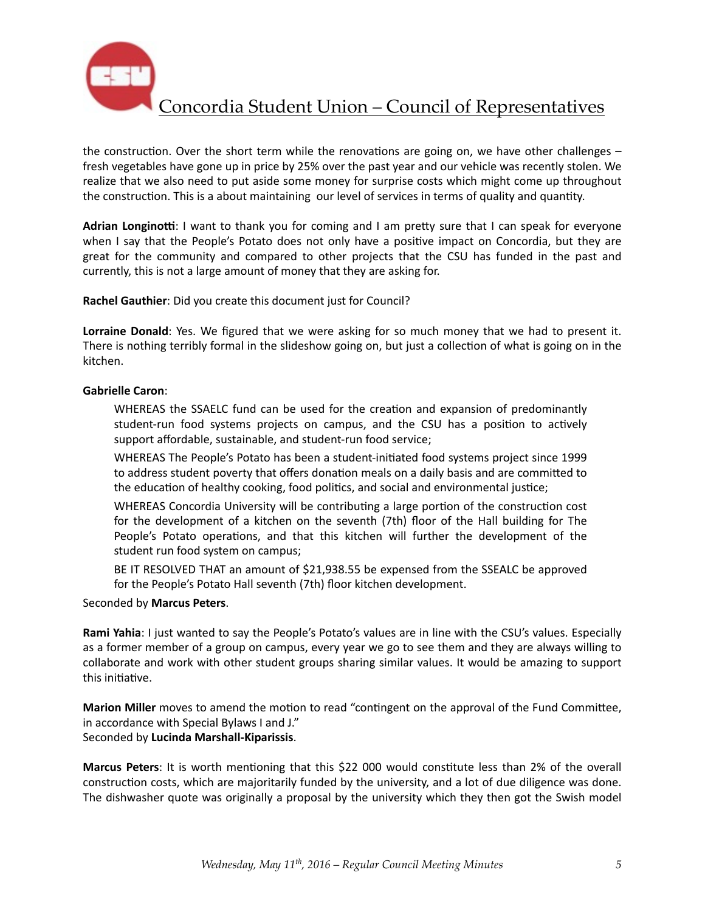the construction. Over the short term while the renovations are going on, we have other challenges – fresh vegetables have gone up in price by 25% over the past year and our vehicle was recently stolen. We realize that we also need to put aside some money for surprise costs which might come up throughout the construction. This is a about maintaining our level of services in terms of quality and quantity.

**Adrian Longinotti**: I want to thank you for coming and I am pretty sure that I can speak for everyone when I say that the People's Potato does not only have a positive impact on Concordia, but they are great for the community and compared to other projects that the CSU has funded in the past and currently, this is not a large amount of money that they are asking for.

**Rachel Gauthier**: Did you create this document just for Council?

**Lorraine Donald**: Yes. We figured that we were asking for so much money that we had to present it. There is nothing terribly formal in the slideshow going on, but just a collection of what is going on in the kitchen.

**Gabrielle Caron**:

> WHEREAS the SSAELC fund can be used for the creation and expansion of predominantly student-run food systems projects on campus, and the CSU has a position to actively support affordable, sustainable, and student-run food service;
>
> WHEREAS The People's Potato has been a student-initiated food systems project since 1999 to address student poverty that offers donation meals on a daily basis and are committed to the education of healthy cooking, food politics, and social and environmental justice;
>
> WHEREAS Concordia University will be contributing a large portion of the construction cost for the development of a kitchen on the seventh (7th) floor of the Hall building for The People's Potato operations, and that this kitchen will further the development of the student run food system on campus;
>
> BE IT RESOLVED THAT an amount of $21,938.55 be expensed from the SSEALC be approved for the People's Potato Hall seventh (7th) floor kitchen development.

Seconded by **Marcus Peters**.

**Rami Yahia**: I just wanted to say the People's Potato's values are in line with the CSU's values. Especially as a former member of a group on campus, every year we go to see them and they are always willing to collaborate and work with other student groups sharing similar values. It would be amazing to support this initiative.

**Marion Miller** moves to amend the motion to read "contingent on the approval of the Fund Committee, in accordance with Special Bylaws I and J."
Seconded by **Lucinda Marshall-Kiparissis**.

**Marcus Peters**: It is worth mentioning that this $22 000 would constitute less than 2% of the overall construction costs, which are majoritarily funded by the university, and a lot of due diligence was done. The dishwasher quote was originally a proposal by the university which they then got the Swish model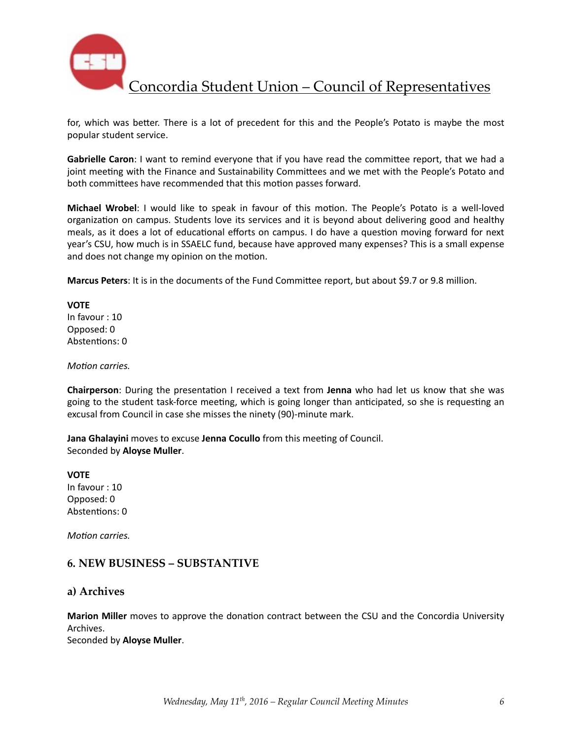for, which was better. There is a lot of precedent for this and the People's Potato is maybe the most popular student service.

**Gabrielle Caron**: I want to remind everyone that if you have read the committee report, that we had a joint meeting with the Finance and Sustainability Committees and we met with the People's Potato and both committees have recommended that this motion passes forward.

**Michael Wrobel**: I would like to speak in favour of this motion. The People's Potato is a well-loved organization on campus. Students love its services and it is beyond about delivering good and healthy meals, as it does a lot of educational efforts on campus. I do have a question moving forward for next year's CSU, how much is in SSAELC fund, because have approved many expenses? This is a small expense and does not change my opinion on the motion.

**Marcus Peters**: It is in the documents of the Fund Committee report, but about $9.7 or 9.8 million.

**VOTE**
In favour : 10
Opposed: 0
Abstentions: 0

*Motion carries.*

**Chairperson**: During the presentation I received a text from **Jenna** who had let us know that she was going to the student task-force meeting, which is going longer than anticipated, so she is requesting an excusal from Council in case she misses the ninety (90)-minute mark.

**Jana Ghalayini** moves to excuse **Jenna Cocullo** from this meeting of Council.
Seconded by **Aloyse Muller**.

**VOTE**
In favour : 10
Opposed: 0
Abstentions: 0

*Motion carries.*

## 6. NEW BUSINESS – SUBSTANTIVE

### a) Archives

**Marion Miller** moves to approve the donation contract between the CSU and the Concordia University Archives.
Seconded by **Aloyse Muller**.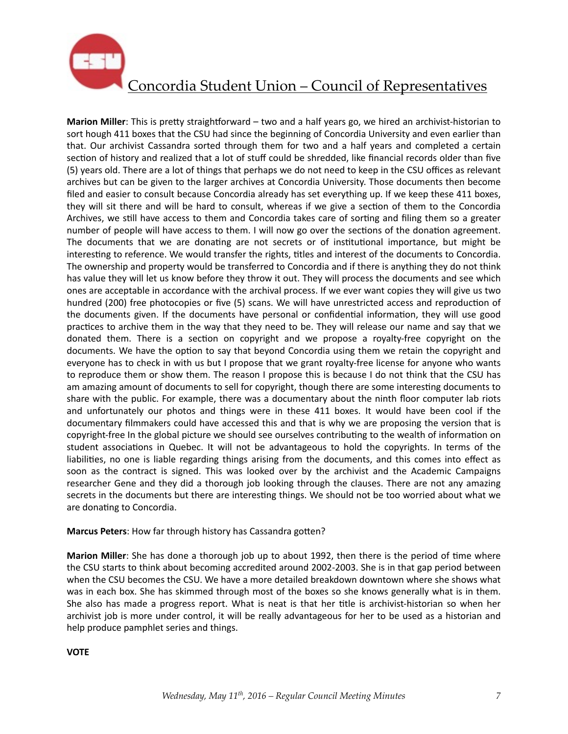**Marion Miller**: This is pretty straightforward – two and a half years go, we hired an archivist-historian to sort hough 411 boxes that the CSU had since the beginning of Concordia University and even earlier than that. Our archivist Cassandra sorted through them for two and a half years and completed a certain section of history and realized that a lot of stuff could be shredded, like financial records older than five (5) years old. There are a lot of things that perhaps we do not need to keep in the CSU offices as relevant archives but can be given to the larger archives at Concordia University. Those documents then become filed and easier to consult because Concordia already has set everything up. If we keep these 411 boxes, they will sit there and will be hard to consult, whereas if we give a section of them to the Concordia Archives, we still have access to them and Concordia takes care of sorting and filing them so a greater number of people will have access to them. I will now go over the sections of the donation agreement. The documents that we are donating are not secrets or of institutional importance, but might be interesting to reference. We would transfer the rights, titles and interest of the documents to Concordia. The ownership and property would be transferred to Concordia and if there is anything they do not think has value they will let us know before they throw it out. They will process the documents and see which ones are acceptable in accordance with the archival process. If we ever want copies they will give us two hundred (200) free photocopies or five (5) scans. We will have unrestricted access and reproduction of the documents given. If the documents have personal or confidential information, they will use good practices to archive them in the way that they need to be. They will release our name and say that we donated them. There is a section on copyright and we propose a royalty-free copyright on the documents. We have the option to say that beyond Concordia using them we retain the copyright and everyone has to check in with us but I propose that we grant royalty-free license for anyone who wants to reproduce them or show them. The reason I propose this is because I do not think that the CSU has am amazing amount of documents to sell for copyright, though there are some interesting documents to share with the public. For example, there was a documentary about the ninth floor computer lab riots and unfortunately our photos and things were in these 411 boxes. It would have been cool if the documentary filmmakers could have accessed this and that is why we are proposing the version that is copyright-free In the global picture we should see ourselves contributing to the wealth of information on student associations in Quebec. It will not be advantageous to hold the copyrights. In terms of the liabilities, no one is liable regarding things arising from the documents, and this comes into effect as soon as the contract is signed. This was looked over by the archivist and the Academic Campaigns researcher Gene and they did a thorough job looking through the clauses. There are not any amazing secrets in the documents but there are interesting things. We should not be too worried about what we are donating to Concordia.

**Marcus Peters**: How far through history has Cassandra gotten?

**Marion Miller**: She has done a thorough job up to about 1992, then there is the period of time where the CSU starts to think about becoming accredited around 2002-2003. She is in that gap period between when the CSU becomes the CSU. We have a more detailed breakdown downtown where she shows what was in each box. She has skimmed through most of the boxes so she knows generally what is in them. She also has made a progress report. What is neat is that her title is archivist-historian so when her archivist job is more under control, it will be really advantageous for her to be used as a historian and help produce pamphlet series and things.

**VOTE**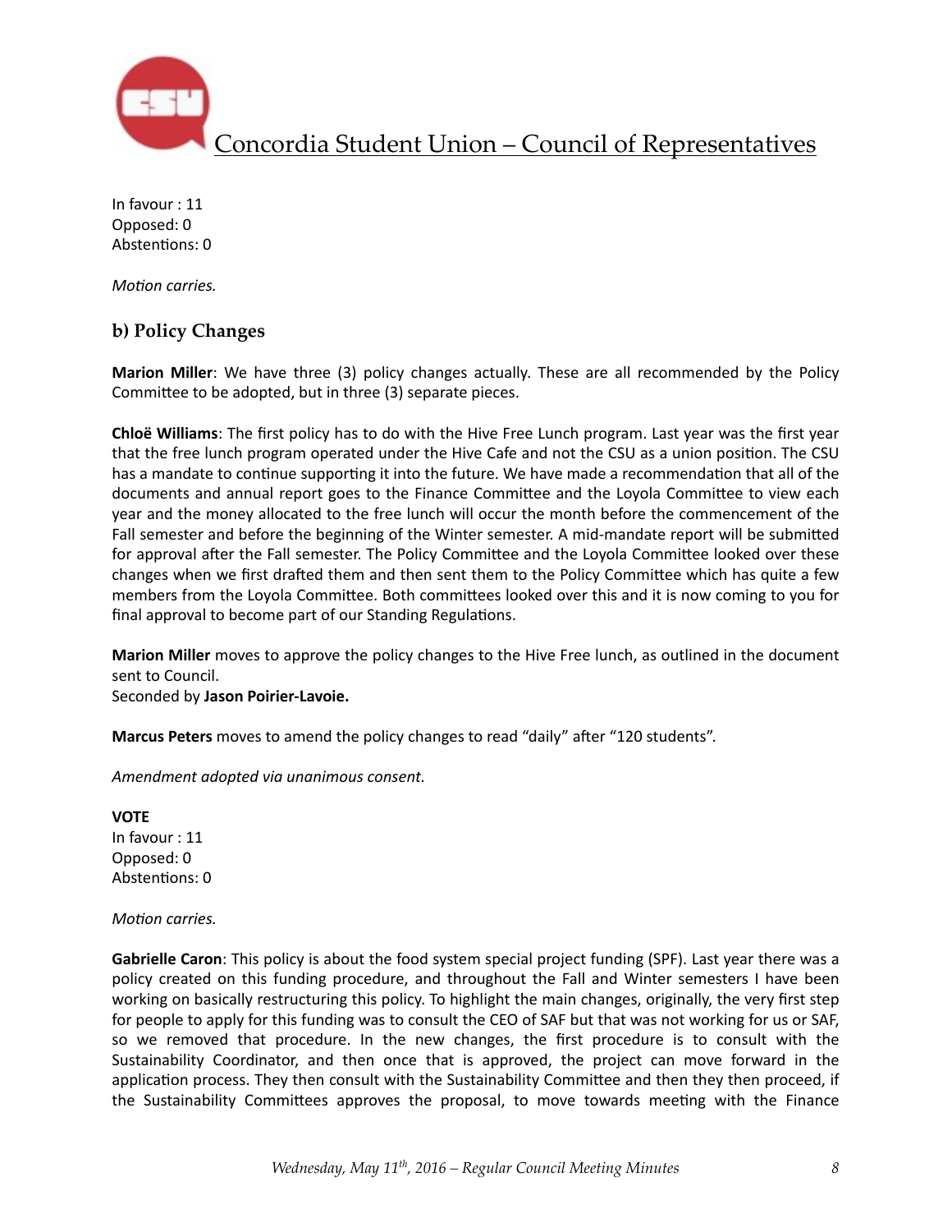In favour : 11
Opposed: 0
Abstentions: 0

*Motion carries.*

### b) Policy Changes

**Marion Miller**: We have three (3) policy changes actually. These are all recommended by the Policy Committee to be adopted, but in three (3) separate pieces.

**Chloë Williams**: The first policy has to do with the Hive Free Lunch program. Last year was the first year that the free lunch program operated under the Hive Cafe and not the CSU as a union position. The CSU has a mandate to continue supporting it into the future. We have made a recommendation that all of the documents and annual report goes to the Finance Committee and the Loyola Committee to view each year and the money allocated to the free lunch will occur the month before the commencement of the Fall semester and before the beginning of the Winter semester. A mid-mandate report will be submitted for approval after the Fall semester. The Policy Committee and the Loyola Committee looked over these changes when we first drafted them and then sent them to the Policy Committee which has quite a few members from the Loyola Committee. Both committees looked over this and it is now coming to you for final approval to become part of our Standing Regulations.

**Marion Miller** moves to approve the policy changes to the Hive Free lunch, as outlined in the document sent to Council.
Seconded by **Jason Poirier-Lavoie.**

**Marcus Peters** moves to amend the policy changes to read "daily" after "120 students".

*Amendment adopted via unanimous consent.*

**VOTE**
In favour : 11
Opposed: 0
Abstentions: 0

*Motion carries.*

**Gabrielle Caron**: This policy is about the food system special project funding (SPF). Last year there was a policy created on this funding procedure, and throughout the Fall and Winter semesters I have been working on basically restructuring this policy. To highlight the main changes, originally, the very first step for people to apply for this funding was to consult the CEO of SAF but that was not working for us or SAF, so we removed that procedure. In the new changes, the first procedure is to consult with the Sustainability Coordinator, and then once that is approved, the project can move forward in the application process. They then consult with the Sustainability Committee and then they then proceed, if the Sustainability Committees approves the proposal, to move towards meeting with the Finance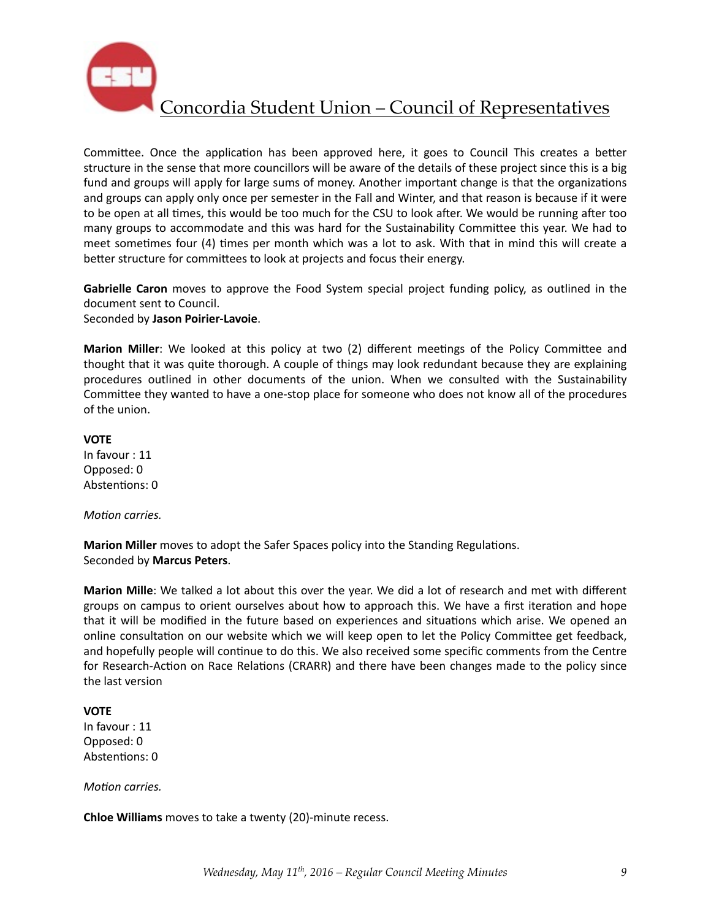Committee. Once the application has been approved here, it goes to Council This creates a better structure in the sense that more councillors will be aware of the details of these project since this is a big fund and groups will apply for large sums of money. Another important change is that the organizations and groups can apply only once per semester in the Fall and Winter, and that reason is because if it were to be open at all times, this would be too much for the CSU to look after. We would be running after too many groups to accommodate and this was hard for the Sustainability Committee this year. We had to meet sometimes four (4) times per month which was a lot to ask. With that in mind this will create a better structure for committees to look at projects and focus their energy.

**Gabrielle Caron** moves to approve the Food System special project funding policy, as outlined in the document sent to Council.
Seconded by **Jason Poirier-Lavoie**.

**Marion Miller**: We looked at this policy at two (2) different meetings of the Policy Committee and thought that it was quite thorough. A couple of things may look redundant because they are explaining procedures outlined in other documents of the union. When we consulted with the Sustainability Committee they wanted to have a one-stop place for someone who does not know all of the procedures of the union.

**VOTE**
In favour : 11
Opposed: 0
Abstentions: 0

*Motion carries.*

**Marion Miller** moves to adopt the Safer Spaces policy into the Standing Regulations.
Seconded by **Marcus Peters**.

**Marion Mille**: We talked a lot about this over the year. We did a lot of research and met with different groups on campus to orient ourselves about how to approach this. We have a first iteration and hope that it will be modified in the future based on experiences and situations which arise. We opened an online consultation on our website which we will keep open to let the Policy Committee get feedback, and hopefully people will continue to do this. We also received some specific comments from the Centre for Research-Action on Race Relations (CRARR) and there have been changes made to the policy since the last version

**VOTE**
In favour : 11
Opposed: 0
Abstentions: 0

*Motion carries.*

**Chloe Williams** moves to take a twenty (20)-minute recess.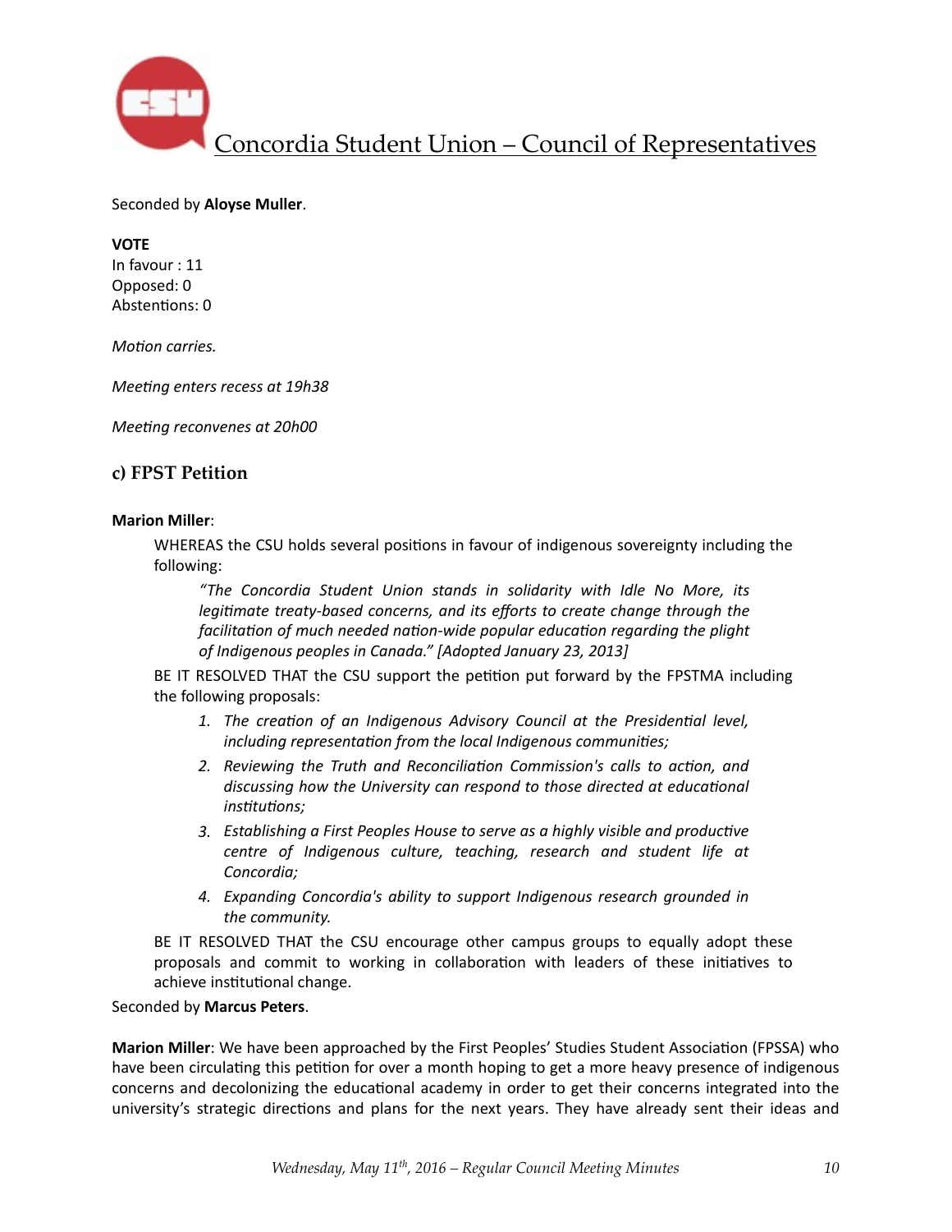Seconded by **Aloyse Muller**.

**VOTE**
In favour : 11
Opposed: 0
Abstentions: 0

*Motion carries.*

*Meeting enters recess at 19h38*

*Meeting reconvenes at 20h00*

## c) FPST Petition

**Marion Miller**:

WHEREAS the CSU holds several positions in favour of indigenous sovereignty including the following:

> *"The Concordia Student Union stands in solidarity with Idle No More, its legitimate treaty-based concerns, and its efforts to create change through the facilitation of much needed nation-wide popular education regarding the plight of Indigenous peoples in Canada." [Adopted January 23, 2013]*

BE IT RESOLVED THAT the CSU support the petition put forward by the FPSTMA including the following proposals:

1. *The creation of an Indigenous Advisory Council at the Presidential level, including representation from the local Indigenous communities;*
2. *Reviewing the Truth and Reconciliation Commission's calls to action, and discussing how the University can respond to those directed at educational institutions;*
3. *Establishing a First Peoples House to serve as a highly visible and productive centre of Indigenous culture, teaching, research and student life at Concordia;*
4. *Expanding Concordia's ability to support Indigenous research grounded in the community.*

BE IT RESOLVED THAT the CSU encourage other campus groups to equally adopt these proposals and commit to working in collaboration with leaders of these initiatives to achieve institutional change.

Seconded by **Marcus Peters**.

**Marion Miller**: We have been approached by the First Peoples' Studies Student Association (FPSSA) who have been circulating this petition for over a month hoping to get a more heavy presence of indigenous concerns and decolonizing the educational academy in order to get their concerns integrated into the university's strategic directions and plans for the next years. They have already sent their ideas and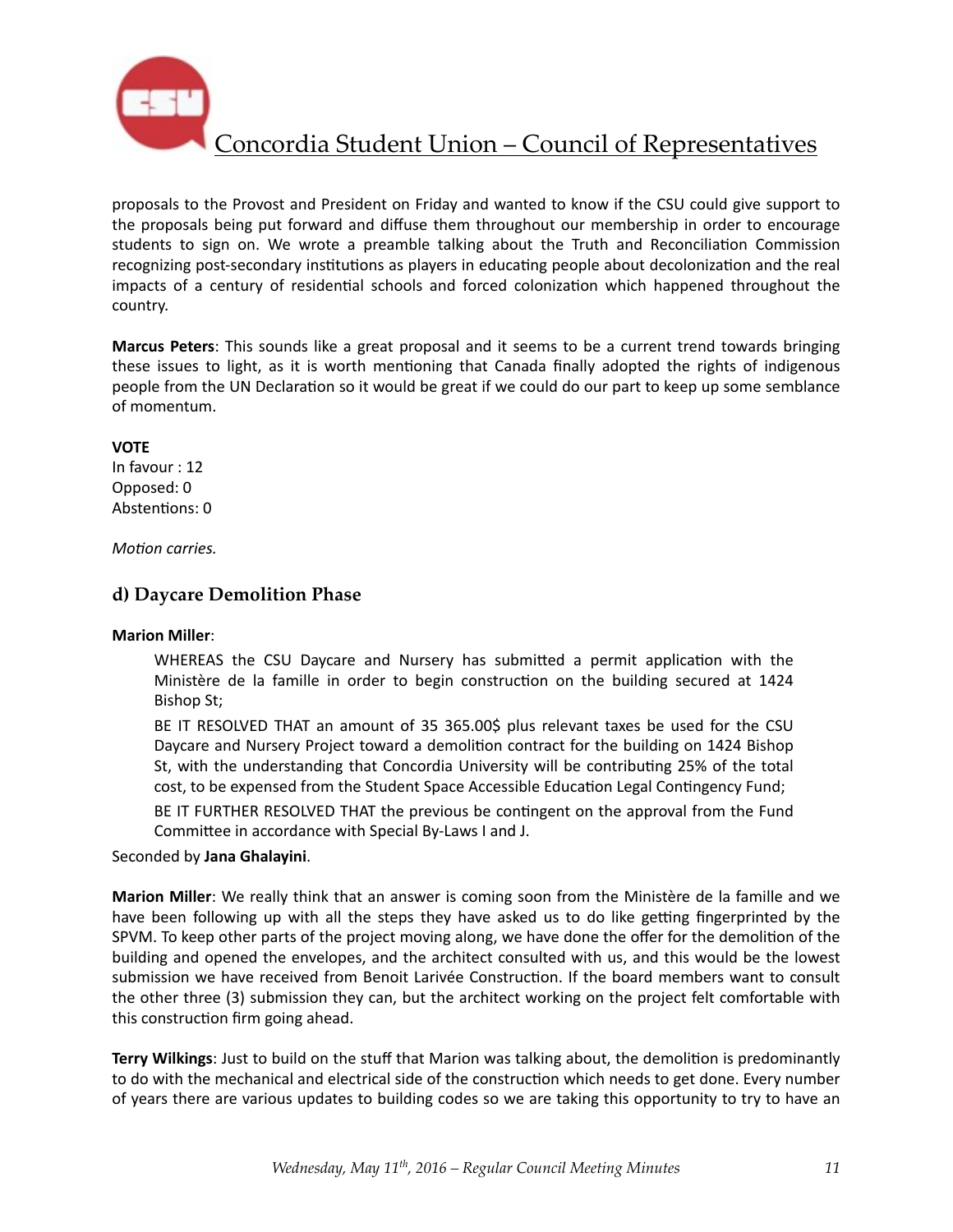proposals to the Provost and President on Friday and wanted to know if the CSU could give support to the proposals being put forward and diffuse them throughout our membership in order to encourage students to sign on. We wrote a preamble talking about the Truth and Reconciliation Commission recognizing post-secondary institutions as players in educating people about decolonization and the real impacts of a century of residential schools and forced colonization which happened throughout the country.

**Marcus Peters**: This sounds like a great proposal and it seems to be a current trend towards bringing these issues to light, as it is worth mentioning that Canada finally adopted the rights of indigenous people from the UN Declaration so it would be great if we could do our part to keep up some semblance of momentum.

**VOTE**
In favour : 12
Opposed: 0
Abstentions: 0

*Motion carries.*

### d) Daycare Demolition Phase

**Marion Miller**:

> WHEREAS the CSU Daycare and Nursery has submitted a permit application with the Ministère de la famille in order to begin construction on the building secured at 1424 Bishop St;
>
> BE IT RESOLVED THAT an amount of 35 365.00$ plus relevant taxes be used for the CSU Daycare and Nursery Project toward a demolition contract for the building on 1424 Bishop St, with the understanding that Concordia University will be contributing 25% of the total cost, to be expensed from the Student Space Accessible Education Legal Contingency Fund;
>
> BE IT FURTHER RESOLVED THAT the previous be contingent on the approval from the Fund Committee in accordance with Special By-Laws I and J.

Seconded by **Jana Ghalayini**.

**Marion Miller**: We really think that an answer is coming soon from the Ministère de la famille and we have been following up with all the steps they have asked us to do like getting fingerprinted by the SPVM. To keep other parts of the project moving along, we have done the offer for the demolition of the building and opened the envelopes, and the architect consulted with us, and this would be the lowest submission we have received from Benoit Larivée Construction. If the board members want to consult the other three (3) submission they can, but the architect working on the project felt comfortable with this construction firm going ahead.

**Terry Wilkings**: Just to build on the stuff that Marion was talking about, the demolition is predominantly to do with the mechanical and electrical side of the construction which needs to get done. Every number of years there are various updates to building codes so we are taking this opportunity to try to have an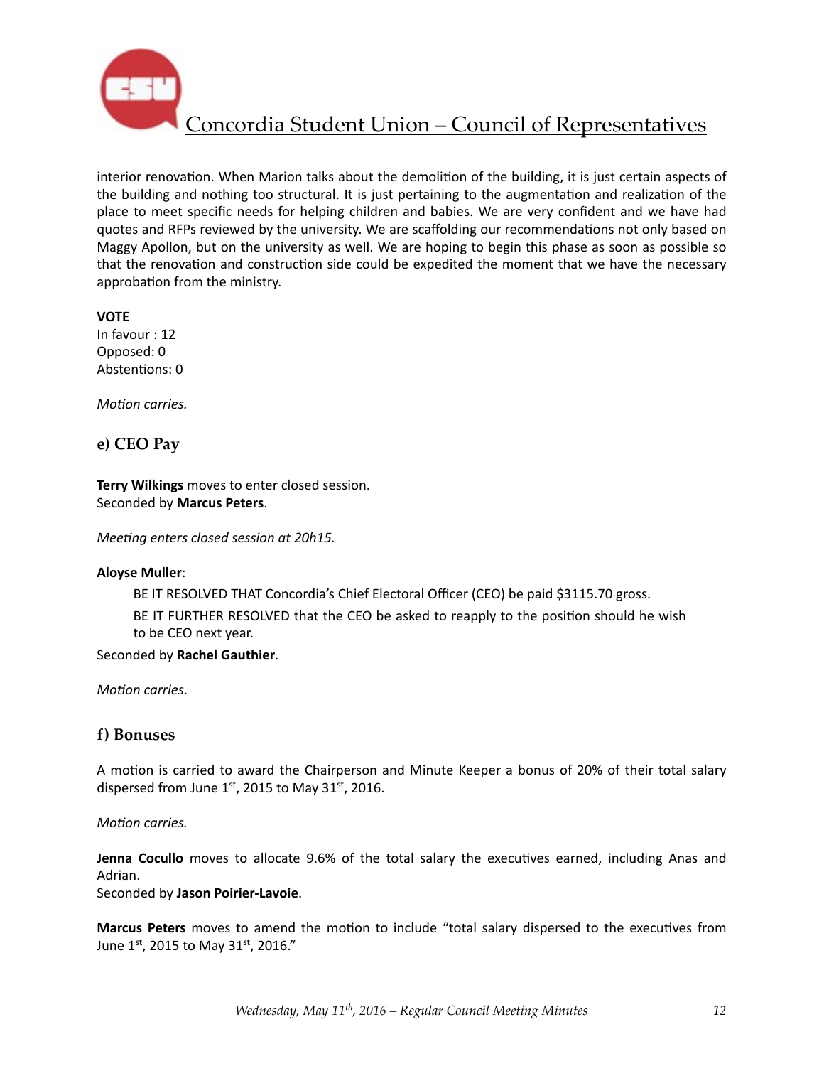interior renovation. When Marion talks about the demolition of the building, it is just certain aspects of the building and nothing too structural. It is just pertaining to the augmentation and realization of the place to meet specific needs for helping children and babies. We are very confident and we have had quotes and RFPs reviewed by the university. We are scaffolding our recommendations not only based on Maggy Apollon, but on the university as well. We are hoping to begin this phase as soon as possible so that the renovation and construction side could be expedited the moment that we have the necessary approbation from the ministry.

**VOTE**
In favour : 12
Opposed: 0
Abstentions: 0

*Motion carries.*

## e) CEO Pay

**Terry Wilkings** moves to enter closed session.
Seconded by **Marcus Peters**.

*Meeting enters closed session at 20h15.*

**Aloyse Muller**:

> BE IT RESOLVED THAT Concordia's Chief Electoral Officer (CEO) be paid $3115.70 gross.
>
> BE IT FURTHER RESOLVED that the CEO be asked to reapply to the position should he wish to be CEO next year.

Seconded by **Rachel Gauthier**.

*Motion carries*.

## f) Bonuses

A motion is carried to award the Chairperson and Minute Keeper a bonus of 20% of their total salary dispersed from June 1st, 2015 to May 31st, 2016.

*Motion carries.*

**Jenna Cocullo** moves to allocate 9.6% of the total salary the executives earned, including Anas and Adrian.
Seconded by **Jason Poirier-Lavoie**.

**Marcus Peters** moves to amend the motion to include "total salary dispersed to the executives from June 1st, 2015 to May 31st, 2016."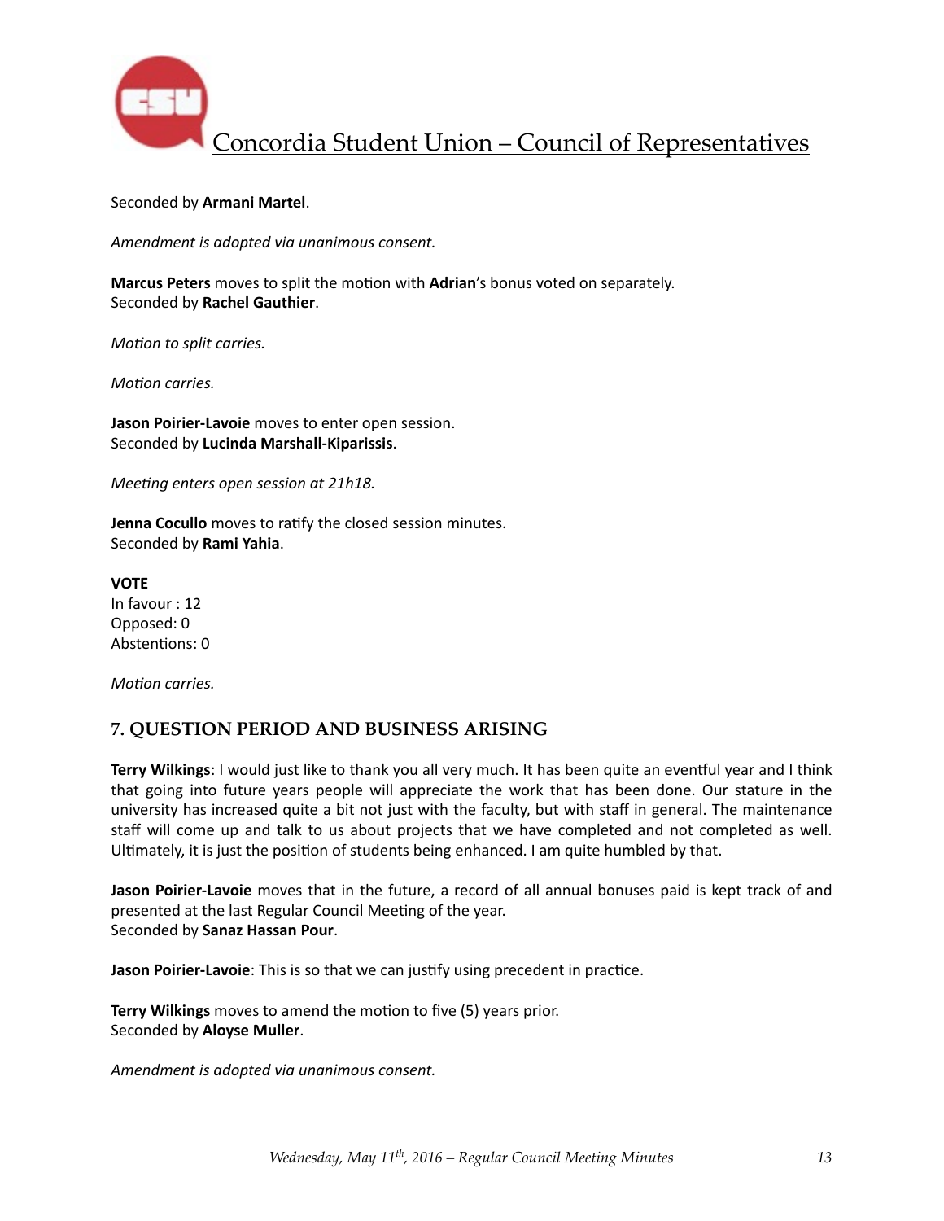Seconded by **Armani Martel**.

*Amendment is adopted via unanimous consent.*

**Marcus Peters** moves to split the motion with **Adrian**'s bonus voted on separately.
Seconded by **Rachel Gauthier**.

*Motion to split carries.*

*Motion carries.*

**Jason Poirier-Lavoie** moves to enter open session.
Seconded by **Lucinda Marshall-Kiparissis**.

*Meeting enters open session at 21h18.*

**Jenna Cocullo** moves to ratify the closed session minutes.
Seconded by **Rami Yahia**.

**VOTE**
In favour : 12
Opposed: 0
Abstentions: 0

*Motion carries.*

## 7. QUESTION PERIOD AND BUSINESS ARISING

**Terry Wilkings**: I would just like to thank you all very much. It has been quite an eventful year and I think that going into future years people will appreciate the work that has been done. Our stature in the university has increased quite a bit not just with the faculty, but with staff in general. The maintenance staff will come up and talk to us about projects that we have completed and not completed as well. Ultimately, it is just the position of students being enhanced. I am quite humbled by that.

**Jason Poirier-Lavoie** moves that in the future, a record of all annual bonuses paid is kept track of and presented at the last Regular Council Meeting of the year.
Seconded by **Sanaz Hassan Pour**.

**Jason Poirier-Lavoie**: This is so that we can justify using precedent in practice.

**Terry Wilkings** moves to amend the motion to five (5) years prior.
Seconded by **Aloyse Muller**.

*Amendment is adopted via unanimous consent.*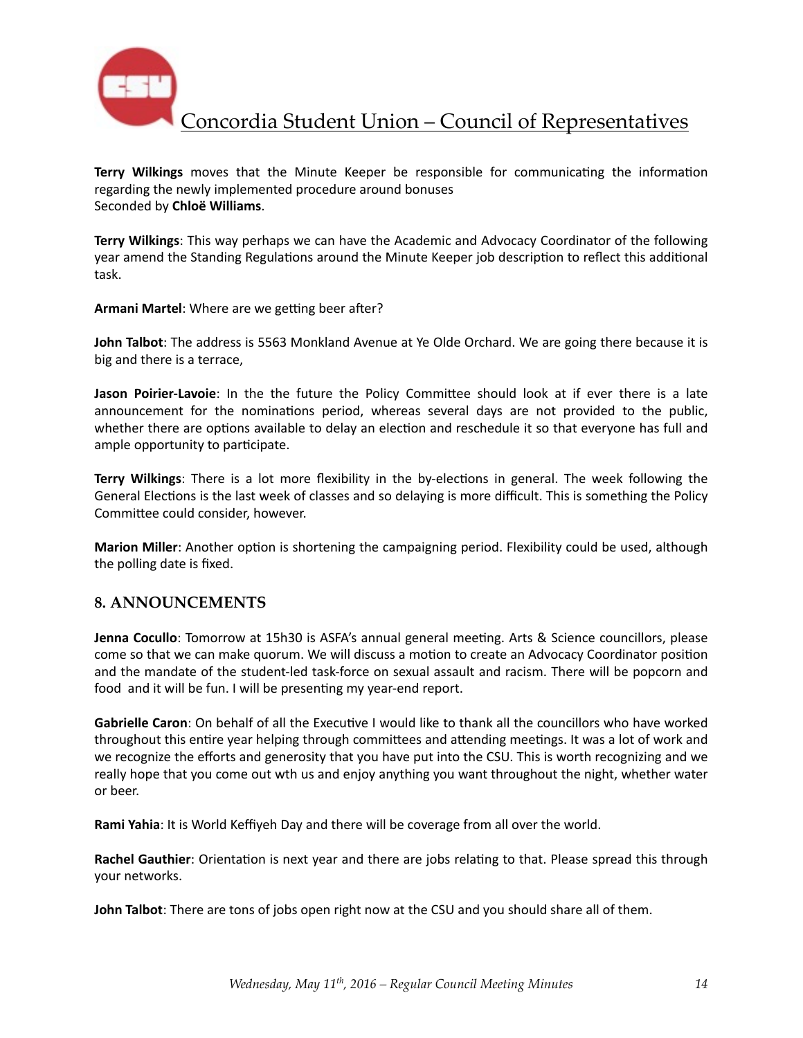**Terry Wilkings** moves that the Minute Keeper be responsible for communicating the information regarding the newly implemented procedure around bonuses
Seconded by **Chloë Williams**.

**Terry Wilkings**: This way perhaps we can have the Academic and Advocacy Coordinator of the following year amend the Standing Regulations around the Minute Keeper job description to reflect this additional task.

**Armani Martel**: Where are we getting beer after?

**John Talbot**: The address is 5563 Monkland Avenue at Ye Olde Orchard. We are going there because it is big and there is a terrace,

**Jason Poirier-Lavoie**: In the the future the Policy Committee should look at if ever there is a late announcement for the nominations period, whereas several days are not provided to the public, whether there are options available to delay an election and reschedule it so that everyone has full and ample opportunity to participate.

**Terry Wilkings**: There is a lot more flexibility in the by-elections in general. The week following the General Elections is the last week of classes and so delaying is more difficult. This is something the Policy Committee could consider, however.

**Marion Miller**: Another option is shortening the campaigning period. Flexibility could be used, although the polling date is fixed.

## 8. ANNOUNCEMENTS

**Jenna Cocullo**: Tomorrow at 15h30 is ASFA's annual general meeting. Arts & Science councillors, please come so that we can make quorum. We will discuss a motion to create an Advocacy Coordinator position and the mandate of the student-led task-force on sexual assault and racism. There will be popcorn and food and it will be fun. I will be presenting my year-end report.

**Gabrielle Caron**: On behalf of all the Executive I would like to thank all the councillors who have worked throughout this entire year helping through committees and attending meetings. It was a lot of work and we recognize the efforts and generosity that you have put into the CSU. This is worth recognizing and we really hope that you come out wth us and enjoy anything you want throughout the night, whether water or beer.

**Rami Yahia**: It is World Keffiyeh Day and there will be coverage from all over the world.

**Rachel Gauthier**: Orientation is next year and there are jobs relating to that. Please spread this through your networks.

**John Talbot**: There are tons of jobs open right now at the CSU and you should share all of them.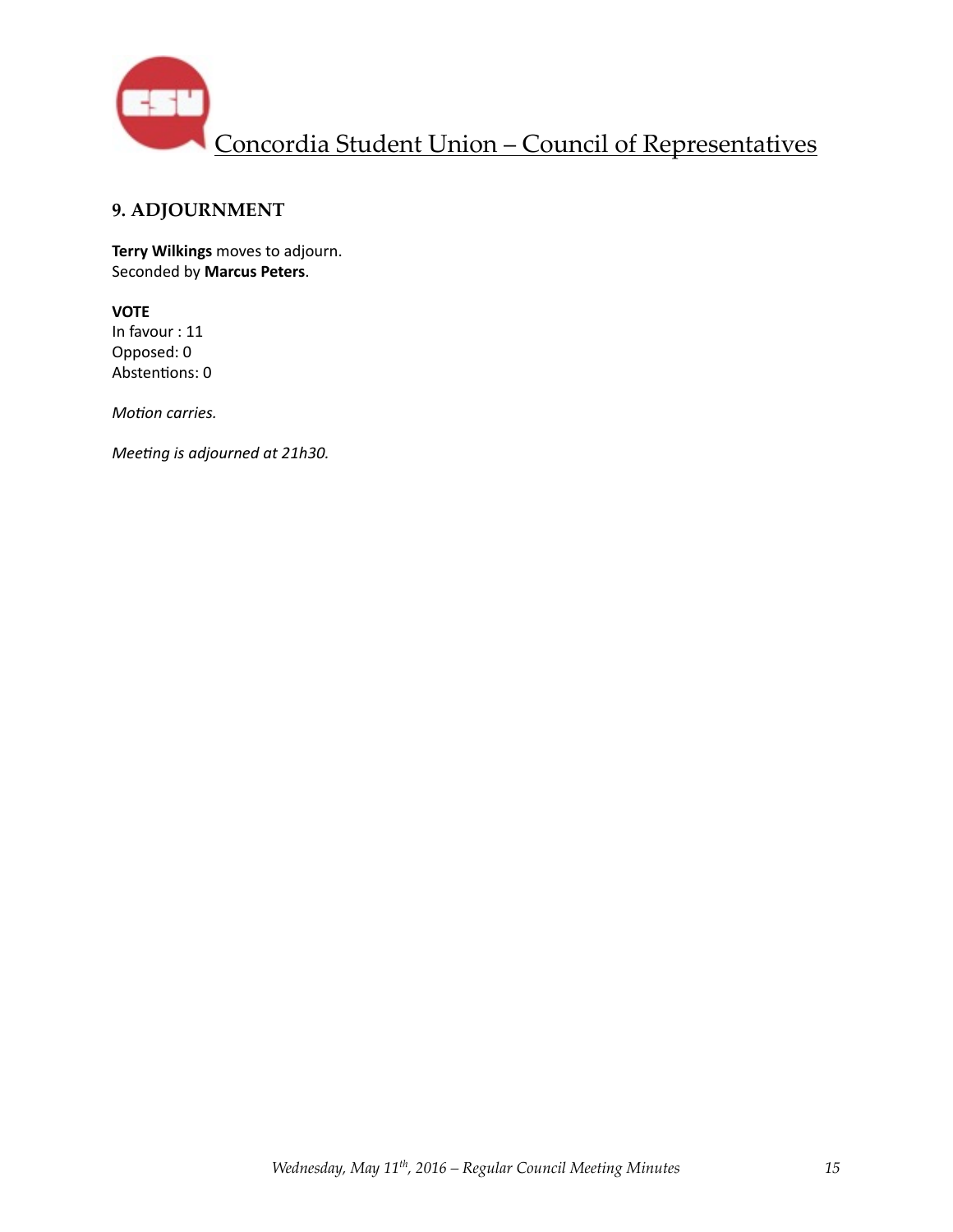## 9. ADJOURNMENT

**Terry Wilkings** moves to adjourn.
Seconded by **Marcus Peters**.

**VOTE**
In favour : 11
Opposed: 0
Abstentions: 0

*Motion carries.*

*Meeting is adjourned at 21h30.*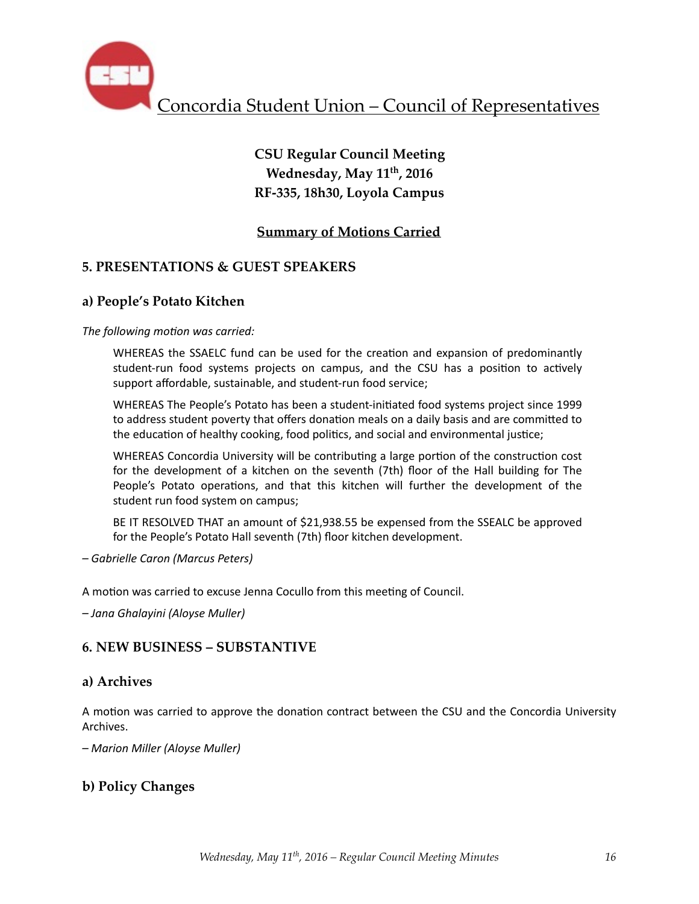# Concordia Student Union – Council of Representatives

**CSU Regular Council Meeting**
**Wednesday, May 11th, 2016**
**RF-335, 18h30, Loyola Campus**

## Summary of Motions Carried

## 5. PRESENTATIONS & GUEST SPEAKERS

### a) People's Potato Kitchen

*The following motion was carried:*

> WHEREAS the SSAELC fund can be used for the creation and expansion of predominantly student-run food systems projects on campus, and the CSU has a position to actively support affordable, sustainable, and student-run food service;
>
> WHEREAS The People's Potato has been a student-initiated food systems project since 1999 to address student poverty that offers donation meals on a daily basis and are committed to the education of healthy cooking, food politics, and social and environmental justice;
>
> WHEREAS Concordia University will be contributing a large portion of the construction cost for the development of a kitchen on the seventh (7th) floor of the Hall building for The People's Potato operations, and that this kitchen will further the development of the student run food system on campus;
>
> BE IT RESOLVED THAT an amount of $21,938.55 be expensed from the SSEALC be approved for the People's Potato Hall seventh (7th) floor kitchen development.

*– Gabrielle Caron (Marcus Peters)*

A motion was carried to excuse Jenna Cocullo from this meeting of Council.

*– Jana Ghalayini (Aloyse Muller)*

## 6. NEW BUSINESS – SUBSTANTIVE

### a) Archives

A motion was carried to approve the donation contract between the CSU and the Concordia University Archives.

*– Marion Miller (Aloyse Muller)*

### b) Policy Changes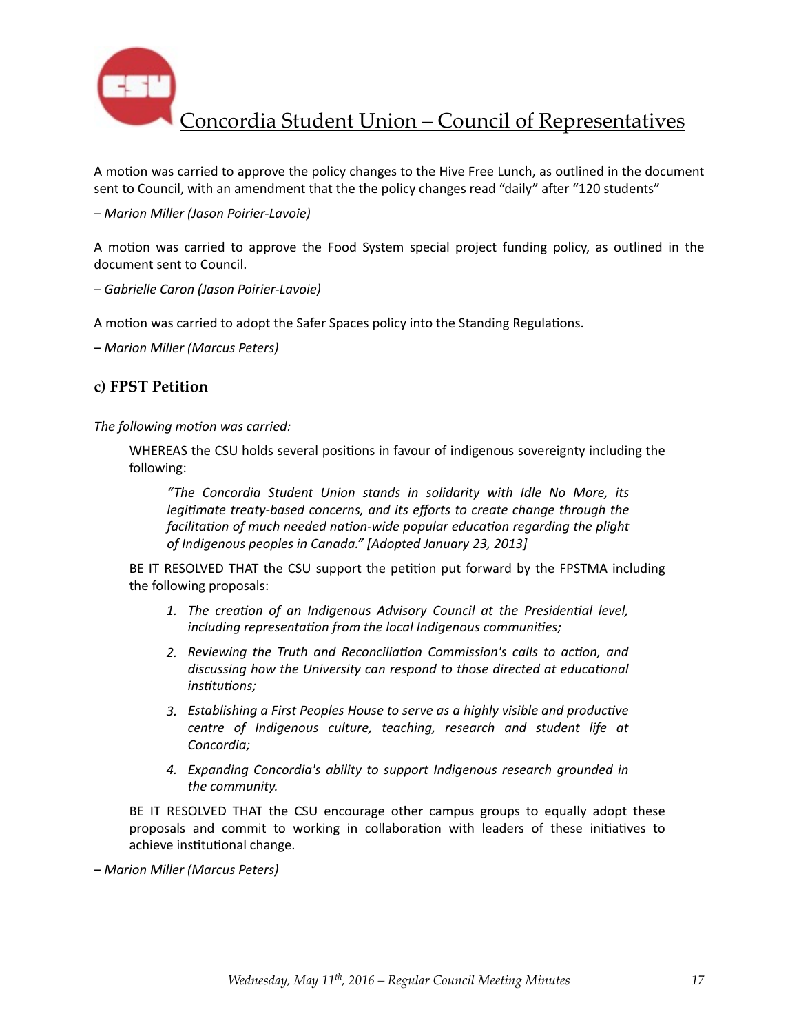A motion was carried to approve the policy changes to the Hive Free Lunch, as outlined in the document sent to Council, with an amendment that the the policy changes read "daily" after "120 students"

*– Marion Miller (Jason Poirier-Lavoie)*

A motion was carried to approve the Food System special project funding policy, as outlined in the document sent to Council.

*– Gabrielle Caron (Jason Poirier-Lavoie)*

A motion was carried to adopt the Safer Spaces policy into the Standing Regulations.

*– Marion Miller (Marcus Peters)*

### c) FPST Petition

*The following motion was carried:*

> WHEREAS the CSU holds several positions in favour of indigenous sovereignty including the following:
>
> > *"The Concordia Student Union stands in solidarity with Idle No More, its legitimate treaty-based concerns, and its efforts to create change through the facilitation of much needed nation-wide popular education regarding the plight of Indigenous peoples in Canada." [Adopted January 23, 2013]*
>
> BE IT RESOLVED THAT the CSU support the petition put forward by the FPSTMA including the following proposals:
>
> 1. *The creation of an Indigenous Advisory Council at the Presidential level, including representation from the local Indigenous communities;*
> 2. *Reviewing the Truth and Reconciliation Commission's calls to action, and discussing how the University can respond to those directed at educational institutions;*
> 3. *Establishing a First Peoples House to serve as a highly visible and productive centre of Indigenous culture, teaching, research and student life at Concordia;*
> 4. *Expanding Concordia's ability to support Indigenous research grounded in the community.*
>
> BE IT RESOLVED THAT the CSU encourage other campus groups to equally adopt these proposals and commit to working in collaboration with leaders of these initiatives to achieve institutional change.

*– Marion Miller (Marcus Peters)*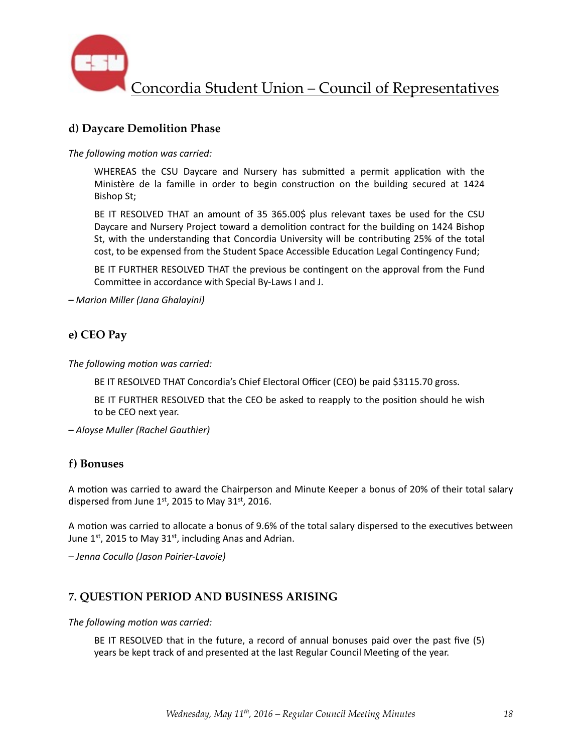### d) Daycare Demolition Phase

*The following motion was carried:*

> WHEREAS the CSU Daycare and Nursery has submitted a permit application with the Ministère de la famille in order to begin construction on the building secured at 1424 Bishop St;
>
> BE IT RESOLVED THAT an amount of 35 365.00$ plus relevant taxes be used for the CSU Daycare and Nursery Project toward a demolition contract for the building on 1424 Bishop St, with the understanding that Concordia University will be contributing 25% of the total cost, to be expensed from the Student Space Accessible Education Legal Contingency Fund;
>
> BE IT FURTHER RESOLVED THAT the previous be contingent on the approval from the Fund Committee in accordance with Special By-Laws I and J.

*– Marion Miller (Jana Ghalayini)*

### e) CEO Pay

*The following motion was carried:*

> BE IT RESOLVED THAT Concordia's Chief Electoral Officer (CEO) be paid $3115.70 gross.
>
> BE IT FURTHER RESOLVED that the CEO be asked to reapply to the position should he wish to be CEO next year.

*– Aloyse Muller (Rachel Gauthier)*

### f) Bonuses

A motion was carried to award the Chairperson and Minute Keeper a bonus of 20% of their total salary dispersed from June 1st, 2015 to May 31st, 2016.

A motion was carried to allocate a bonus of 9.6% of the total salary dispersed to the executives between June 1st, 2015 to May 31st, including Anas and Adrian.

*– Jenna Cocullo (Jason Poirier-Lavoie)*

## 7. QUESTION PERIOD AND BUSINESS ARISING

*The following motion was carried:*

> BE IT RESOLVED that in the future, a record of annual bonuses paid over the past five (5) years be kept track of and presented at the last Regular Council Meeting of the year.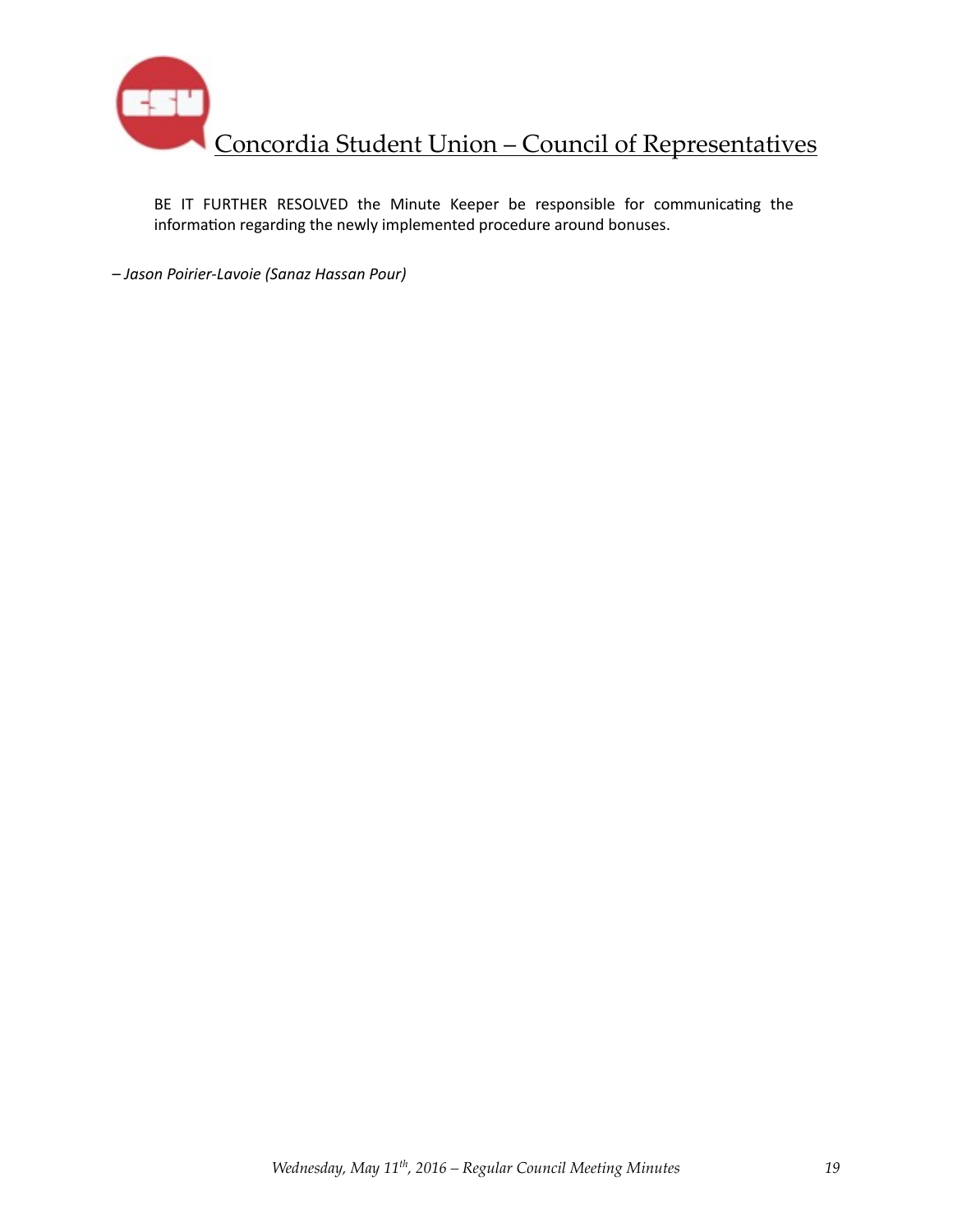BE IT FURTHER RESOLVED the Minute Keeper be responsible for communicating the information regarding the newly implemented procedure around bonuses.

*– Jason Poirier-Lavoie (Sanaz Hassan Pour)*